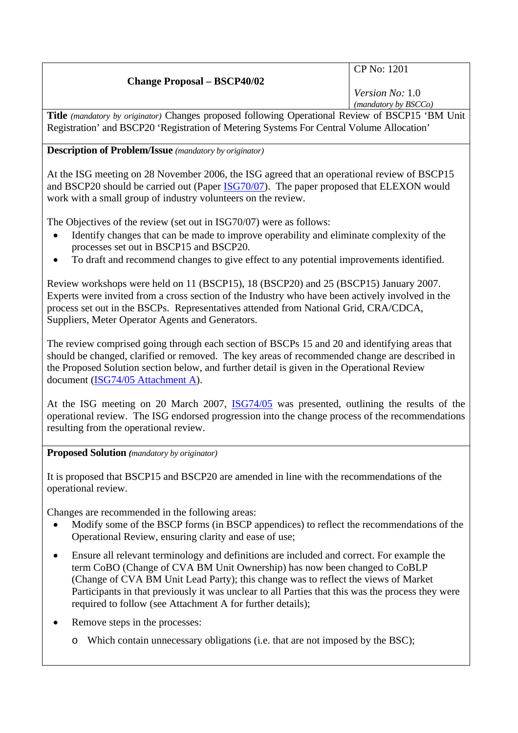| Change Proposal – BSCP40/02 | CP No: 1201<br><br>*Version No:* 1.0<br>*(mandatory by BSCCo)* |
|---|---|

**Title** *(mandatory by originator)* Changes proposed following Operational Review of BSCP15 'BM Unit Registration' and BSCP20 'Registration of Metering Systems For Central Volume Allocation'

**Description of Problem/Issue** *(mandatory by originator)*

At the ISG meeting on 28 November 2006, the ISG agreed that an operational review of BSCP15 and BSCP20 should be carried out (Paper ISG70/07). The paper proposed that ELEXON would work with a small group of industry volunteers on the review.

The Objectives of the review (set out in ISG70/07) were as follows:

- Identify changes that can be made to improve operability and eliminate complexity of the processes set out in BSCP15 and BSCP20.
- To draft and recommend changes to give effect to any potential improvements identified.

Review workshops were held on 11 (BSCP15), 18 (BSCP20) and 25 (BSCP15) January 2007. Experts were invited from a cross section of the Industry who have been actively involved in the process set out in the BSCPs. Representatives attended from National Grid, CRA/CDCA, Suppliers, Meter Operator Agents and Generators.

The review comprised going through each section of BSCPs 15 and 20 and identifying areas that should be changed, clarified or removed. The key areas of recommended change are described in the Proposed Solution section below, and further detail is given in the Operational Review document (ISG74/05 Attachment A).

At the ISG meeting on 20 March 2007, ISG74/05 was presented, outlining the results of the operational review. The ISG endorsed progression into the change process of the recommendations resulting from the operational review.

**Proposed Solution** *(mandatory by originator)*

It is proposed that BSCP15 and BSCP20 are amended in line with the recommendations of the operational review.

Changes are recommended in the following areas:

- Modify some of the BSCP forms (in BSCP appendices) to reflect the recommendations of the Operational Review, ensuring clarity and ease of use;
- Ensure all relevant terminology and definitions are included and correct. For example the term CoBO (Change of CVA BM Unit Ownership) has now been changed to CoBLP (Change of CVA BM Unit Lead Party); this change was to reflect the views of Market Participants in that previously it was unclear to all Parties that this was the process they were required to follow (see Attachment A for further details);
- Remove steps in the processes:
    - Which contain unnecessary obligations (i.e. that are not imposed by the BSC);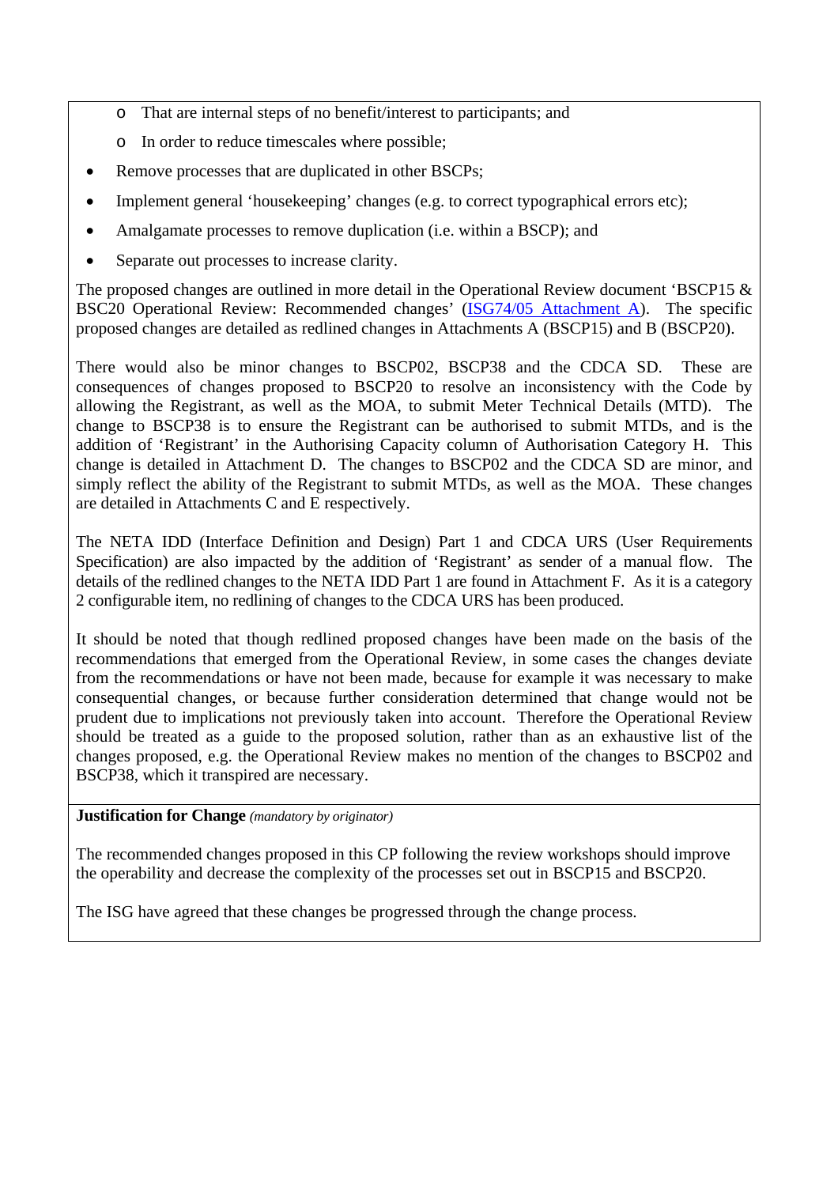- That are internal steps of no benefit/interest to participants; and
   - In order to reduce timescales where possible;
- Remove processes that are duplicated in other BSCPs;
- Implement general 'housekeeping' changes (e.g. to correct typographical errors etc);
- Amalgamate processes to remove duplication (i.e. within a BSCP); and
- Separate out processes to increase clarity.

The proposed changes are outlined in more detail in the Operational Review document 'BSCP15 & BSC20 Operational Review: Recommended changes' (ISG74/05 Attachment A). The specific proposed changes are detailed as redlined changes in Attachments A (BSCP15) and B (BSCP20).

There would also be minor changes to BSCP02, BSCP38 and the CDCA SD. These are consequences of changes proposed to BSCP20 to resolve an inconsistency with the Code by allowing the Registrant, as well as the MOA, to submit Meter Technical Details (MTD). The change to BSCP38 is to ensure the Registrant can be authorised to submit MTDs, and is the addition of 'Registrant' in the Authorising Capacity column of Authorisation Category H. This change is detailed in Attachment D. The changes to BSCP02 and the CDCA SD are minor, and simply reflect the ability of the Registrant to submit MTDs, as well as the MOA. These changes are detailed in Attachments C and E respectively.

The NETA IDD (Interface Definition and Design) Part 1 and CDCA URS (User Requirements Specification) are also impacted by the addition of 'Registrant' as sender of a manual flow. The details of the redlined changes to the NETA IDD Part 1 are found in Attachment F. As it is a category 2 configurable item, no redlining of changes to the CDCA URS has been produced.

It should be noted that though redlined proposed changes have been made on the basis of the recommendations that emerged from the Operational Review, in some cases the changes deviate from the recommendations or have not been made, because for example it was necessary to make consequential changes, or because further consideration determined that change would not be prudent due to implications not previously taken into account. Therefore the Operational Review should be treated as a guide to the proposed solution, rather than as an exhaustive list of the changes proposed, e.g. the Operational Review makes no mention of the changes to BSCP02 and BSCP38, which it transpired are necessary.

**Justification for Change** *(mandatory by originator)*

The recommended changes proposed in this CP following the review workshops should improve the operability and decrease the complexity of the processes set out in BSCP15 and BSCP20.

The ISG have agreed that these changes be progressed through the change process.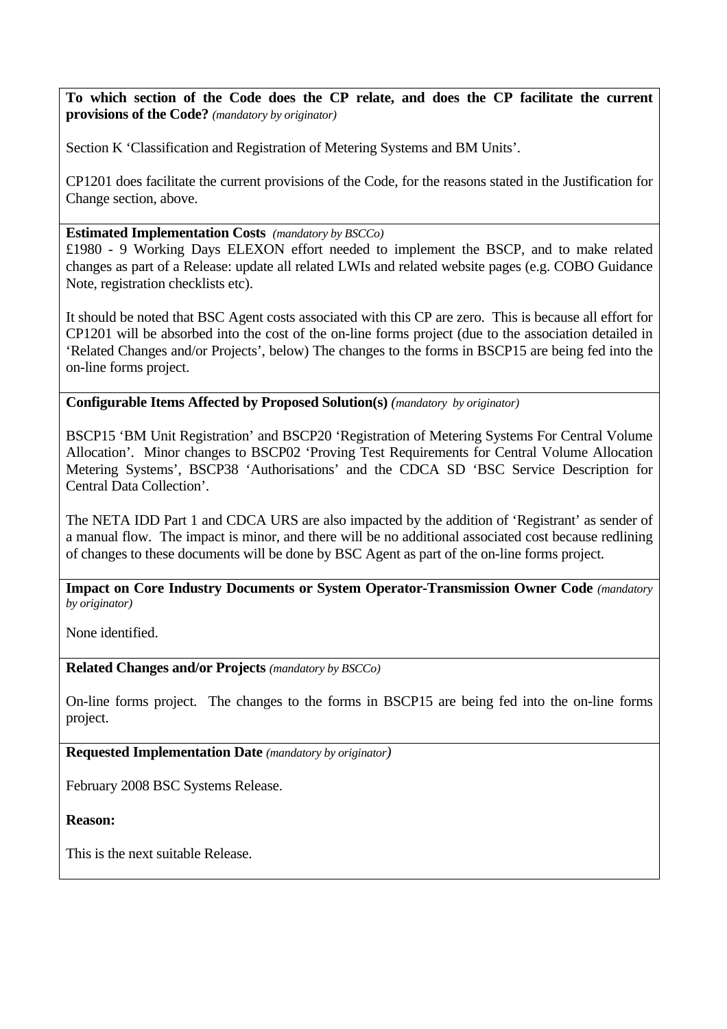**To which section of the Code does the CP relate, and does the CP facilitate the current provisions of the Code?** *(mandatory by originator)*

Section K 'Classification and Registration of Metering Systems and BM Units'.

CP1201 does facilitate the current provisions of the Code, for the reasons stated in the Justification for Change section, above.

**Estimated Implementation Costs** *(mandatory by BSCCo)*

£1980 - 9 Working Days ELEXON effort needed to implement the BSCP, and to make related changes as part of a Release: update all related LWIs and related website pages (e.g. COBO Guidance Note, registration checklists etc).

It should be noted that BSC Agent costs associated with this CP are zero. This is because all effort for CP1201 will be absorbed into the cost of the on-line forms project (due to the association detailed in 'Related Changes and/or Projects', below) The changes to the forms in BSCP15 are being fed into the on-line forms project.

**Configurable Items Affected by Proposed Solution(s)** *(mandatory by originator)*

BSCP15 'BM Unit Registration' and BSCP20 'Registration of Metering Systems For Central Volume Allocation'. Minor changes to BSCP02 'Proving Test Requirements for Central Volume Allocation Metering Systems', BSCP38 'Authorisations' and the CDCA SD 'BSC Service Description for Central Data Collection'.

The NETA IDD Part 1 and CDCA URS are also impacted by the addition of 'Registrant' as sender of a manual flow. The impact is minor, and there will be no additional associated cost because redlining of changes to these documents will be done by BSC Agent as part of the on-line forms project.

**Impact on Core Industry Documents or System Operator-Transmission Owner Code** *(mandatory by originator)*

None identified.

**Related Changes and/or Projects** *(mandatory by BSCCo)*

On-line forms project. The changes to the forms in BSCP15 are being fed into the on-line forms project.

**Requested Implementation Date** *(mandatory by originator)*

February 2008 BSC Systems Release.

**Reason:**

This is the next suitable Release.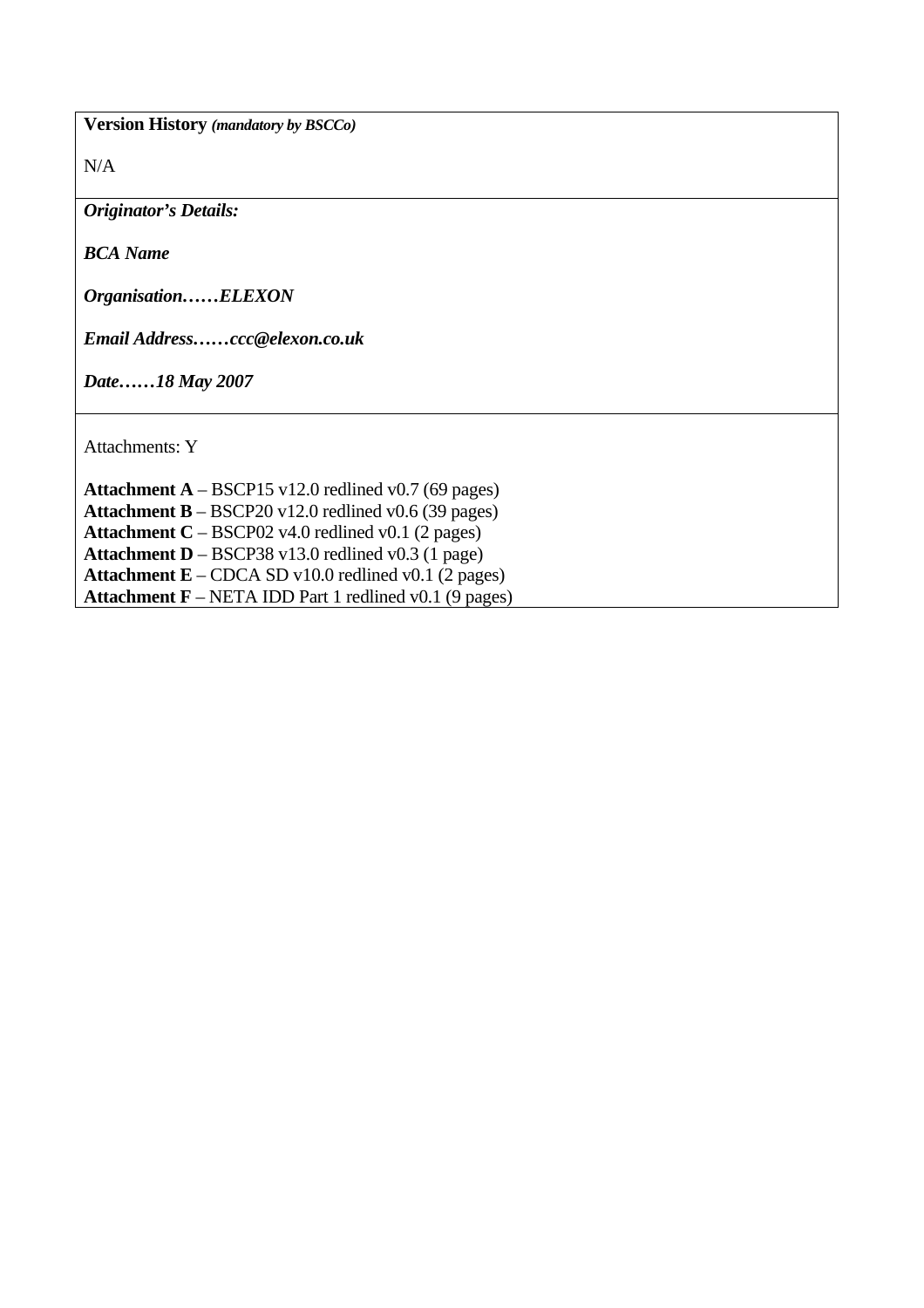**Version History** ***(mandatory by BSCCo)***

N/A

***Originator's Details:***

***BCA Name***

***Organisation……ELEXON***

***Email Address……ccc@elexon.co.uk***

***Date……18 May 2007***

Attachments: Y

**Attachment A** – BSCP15 v12.0 redlined v0.7 (69 pages)
**Attachment B** – BSCP20 v12.0 redlined v0.6 (39 pages)
**Attachment C** – BSCP02 v4.0 redlined v0.1 (2 pages)
**Attachment D** – BSCP38 v13.0 redlined v0.3 (1 page)
**Attachment E** – CDCA SD v10.0 redlined v0.1 (2 pages)
**Attachment F** – NETA IDD Part 1 redlined v0.1 (9 pages)